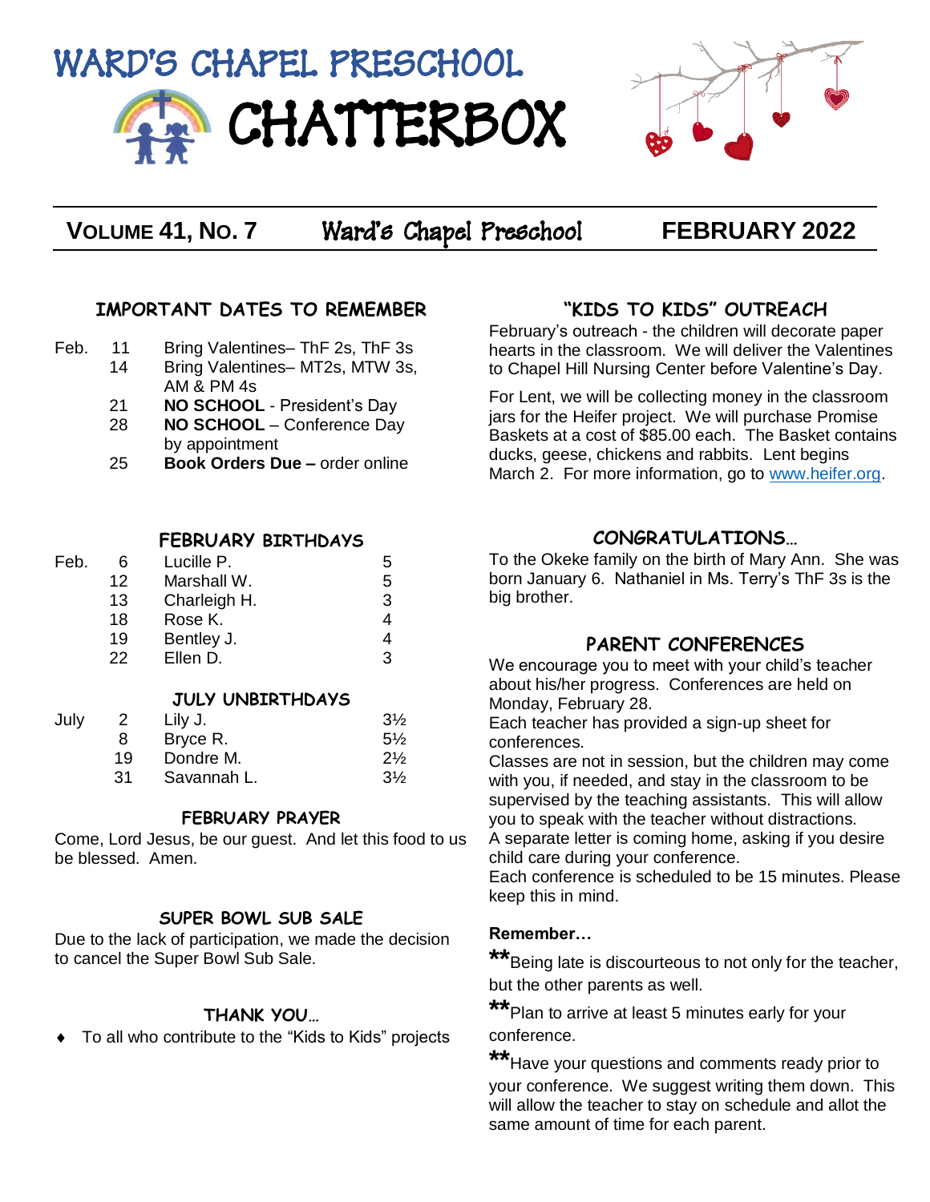# WARD'S CHAPEL PRESCHOOL CHATTERBOX

**VOLUME 41, NO. 7** Ward's Chapel Preschool **FEBRUARY 2022**

## IMPORTANT DATES TO REMEMBER

| | | |
|---|---|---|
| Feb. | 11 | Bring Valentines– ThF 2s, ThF 3s |
| | 14 | Bring Valentines– MT2s, MTW 3s, AM & PM 4s |
| | 21 | **NO SCHOOL** - President's Day |
| | 28 | **NO SCHOOL** – Conference Day by appointment |
| | 25 | **Book Orders Due –** order online |

## FEBRUARY BIRTHDAYS

| | | | |
|---|---|---|---|
| Feb. | 6 | Lucille P. | 5 |
| | 12 | Marshall W. | 5 |
| | 13 | Charleigh H. | 3 |
| | 18 | Rose K. | 4 |
| | 19 | Bentley J. | 4 |
| | 22 | Ellen D. | 3 |

## JULY UNBIRTHDAYS

| | | | |
|---|---|---|---|
| July | 2 | Lily J. | 3½ |
| | 8 | Bryce R. | 5½ |
| | 19 | Dondre M. | 2½ |
| | 31 | Savannah L. | 3½ |

## FEBRUARY PRAYER

Come, Lord Jesus, be our guest. And let this food to us be blessed. Amen.

## SUPER BOWL SUB SALE

Due to the lack of participation, we made the decision to cancel the Super Bowl Sub Sale.

## THANK YOU…

- To all who contribute to the "Kids to Kids" projects

## "KIDS TO KIDS" OUTREACH

February's outreach - the children will decorate paper hearts in the classroom. We will deliver the Valentines to Chapel Hill Nursing Center before Valentine's Day.

For Lent, we will be collecting money in the classroom jars for the Heifer project. We will purchase Promise Baskets at a cost of $85.00 each. The Basket contains ducks, geese, chickens and rabbits. Lent begins March 2. For more information, go to www.heifer.org.

## CONGRATULATIONS…

To the Okeke family on the birth of Mary Ann. She was born January 6. Nathaniel in Ms. Terry's ThF 3s is the big brother.

## PARENT CONFERENCES

We encourage you to meet with your child's teacher about his/her progress. Conferences are held on Monday, February 28.

Each teacher has provided a sign-up sheet for conferences.

Classes are not in session, but the children may come with you, if needed, and stay in the classroom to be supervised by the teaching assistants. This will allow you to speak with the teacher without distractions.

A separate letter is coming home, asking if you desire child care during your conference.

Each conference is scheduled to be 15 minutes. Please keep this in mind.

**Remember…**

**Being late is discourteous to not only for the teacher, but the other parents as well.

**Plan to arrive at least 5 minutes early for your conference.

**Have your questions and comments ready prior to your conference. We suggest writing them down. This will allow the teacher to stay on schedule and allot the same amount of time for each parent.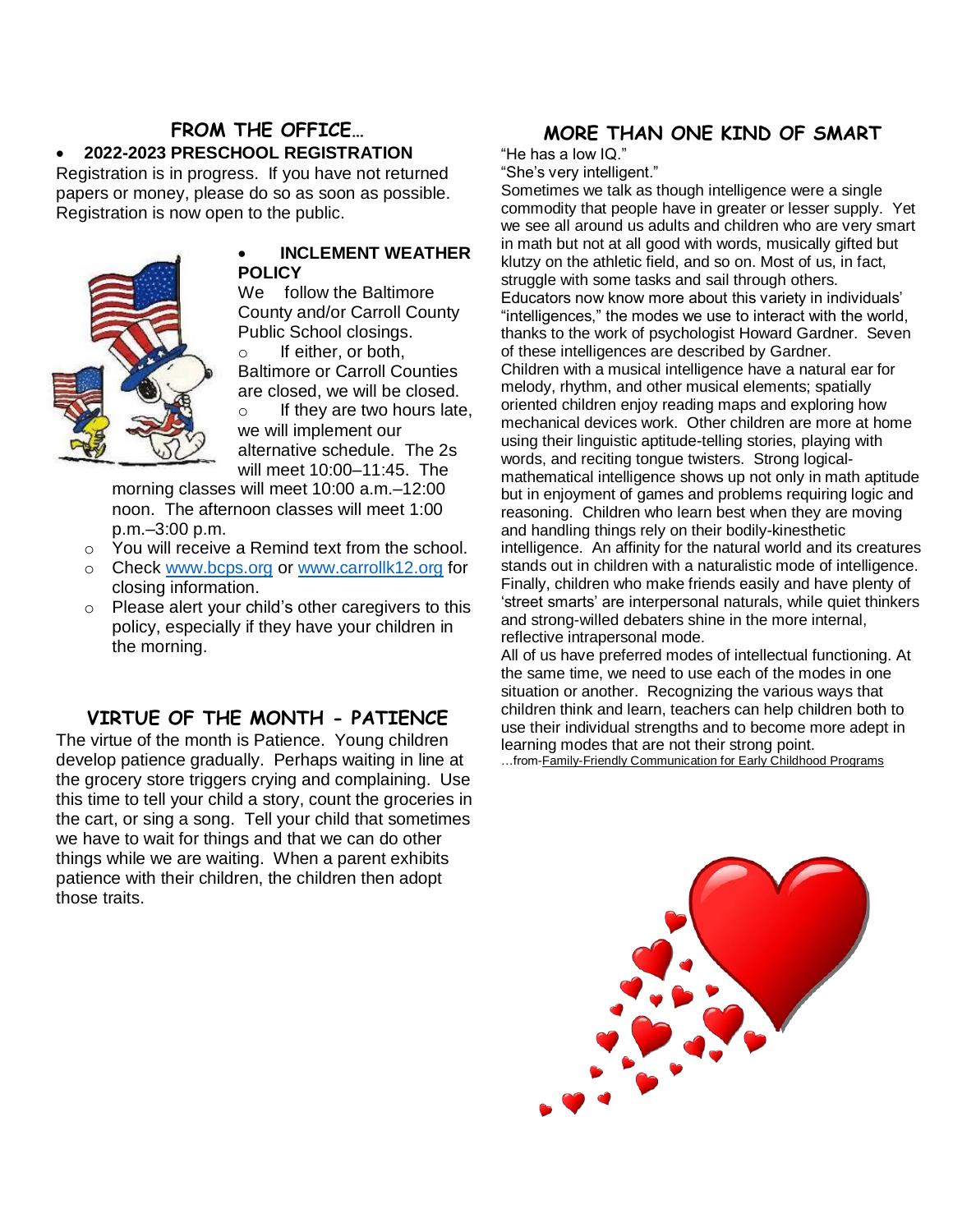## FROM THE OFFICE…

- **2022-2023 PRESCHOOL REGISTRATION**

Registration is in progress. If you have not returned papers or money, please do so as soon as possible. Registration is now open to the public.

- **INCLEMENT WEATHER POLICY**

We follow the Baltimore County and/or Carroll County Public School closings.

  - If either, or both, Baltimore or Carroll Counties are closed, we will be closed.
  - If they are two hours late, we will implement our alternative schedule. The 2s will meet 10:00–11:45. The morning classes will meet 10:00 a.m.–12:00 noon. The afternoon classes will meet 1:00 p.m.–3:00 p.m.
  - You will receive a Remind text from the school.
  - Check www.bcps.org or www.carrollk12.org for closing information.
  - Please alert your child's other caregivers to this policy, especially if they have your children in the morning.

## VIRTUE OF THE MONTH - PATIENCE

The virtue of the month is Patience. Young children develop patience gradually. Perhaps waiting in line at the grocery store triggers crying and complaining. Use this time to tell your child a story, count the groceries in the cart, or sing a song. Tell your child that sometimes we have to wait for things and that we can do other things while we are waiting. When a parent exhibits patience with their children, the children then adopt those traits.

## MORE THAN ONE KIND OF SMART

"He has a low IQ."

"She's very intelligent."

Sometimes we talk as though intelligence were a single commodity that people have in greater or lesser supply. Yet we see all around us adults and children who are very smart in math but not at all good with words, musically gifted but klutzy on the athletic field, and so on. Most of us, in fact, struggle with some tasks and sail through others.

Educators now know more about this variety in individuals' "intelligences," the modes we use to interact with the world, thanks to the work of psychologist Howard Gardner. Seven of these intelligences are described by Gardner.

Children with a musical intelligence have a natural ear for melody, rhythm, and other musical elements; spatially oriented children enjoy reading maps and exploring how mechanical devices work. Other children are more at home using their linguistic aptitude-telling stories, playing with words, and reciting tongue twisters. Strong logical-mathematical intelligence shows up not only in math aptitude but in enjoyment of games and problems requiring logic and reasoning. Children who learn best when they are moving and handling things rely on their bodily-kinesthetic intelligence. An affinity for the natural world and its creatures stands out in children with a naturalistic mode of intelligence. Finally, children who make friends easily and have plenty of 'street smarts' are interpersonal naturals, while quiet thinkers and strong-willed debaters shine in the more internal, reflective intrapersonal mode.

All of us have preferred modes of intellectual functioning. At the same time, we need to use each of the modes in one situation or another. Recognizing the various ways that children think and learn, teachers can help children both to use their individual strengths and to become more adept in learning modes that are not their strong point.

…from-Family-Friendly Communication for Early Childhood Programs